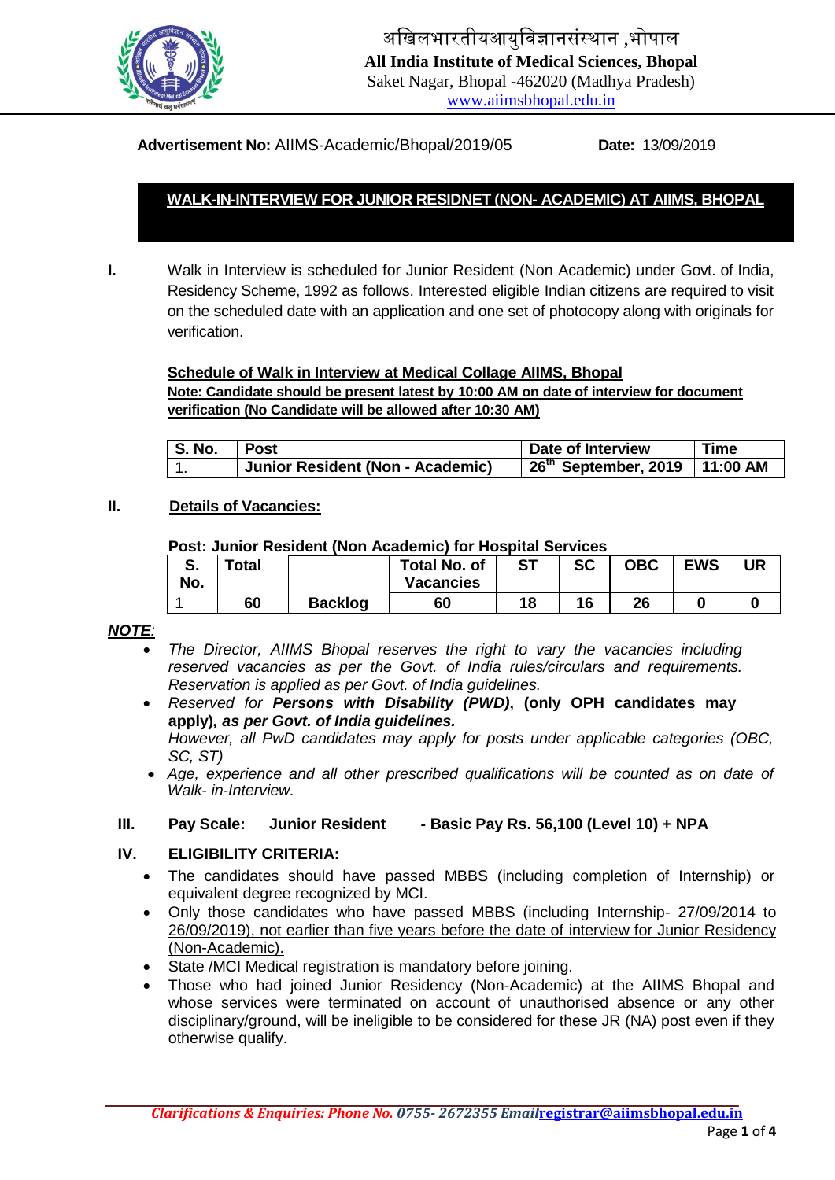# अखिलभारतीयआयुविज्ञानसंस्थान ,भोपाल

**All India Institute of Medical Sciences, Bhopal**

Saket Nagar, Bhopal -462020 (Madhya Pradesh)

www.aiimsbhopal.edu.in

**Advertisement No:** AIIMS-Academic/Bhopal/2019/05 **Date:** 13/09/2019

## WALK-IN-INTERVIEW FOR JUNIOR RESIDNET (NON- ACADEMIC) AT AIIMS, BHOPAL

**I.** Walk in Interview is scheduled for Junior Resident (Non Academic) under Govt. of India, Residency Scheme, 1992 as follows. Interested eligible Indian citizens are required to visit on the scheduled date with an application and one set of photocopy along with originals for verification.

**Schedule of Walk in Interview at Medical Collage AIIMS, Bhopal**

**Note: Candidate should be present latest by 10:00 AM on date of interview for document verification (No Candidate will be allowed after 10:30 AM)**

| S. No. | Post | Date of Interview | Time |
|---|---|---|---|
| 1. | **Junior Resident (Non - Academic)** | **26th September, 2019** | **11:00 AM** |

**II. Details of Vacancies:**

**Post: Junior Resident (Non Academic) for Hospital Services**

| S. No. | Total | | Total No. of Vacancies | ST | SC | OBC | EWS | UR |
|---|---|---|---|---|---|---|---|---|
| 1 | **60** | **Backlog** | **60** | **18** | **16** | **26** | **0** | **0** |

***NOTE:***

- *The Director, AIIMS Bhopal reserves the right to vary the vacancies including reserved vacancies as per the Govt. of India rules/circulars and requirements. Reservation is applied as per Govt. of India guidelines.*
- *Reserved for* ***Persons with Disability (PWD)*****, (only OPH candidates may apply)*****, as per Govt. of India guidelines.***
  *However, all PwD candidates may apply for posts under applicable categories (OBC, SC, ST)*
- *Age, experience and all other prescribed qualifications will be counted as on date of Walk- in-Interview.*

**III. Pay Scale: Junior Resident - Basic Pay Rs. 56,100 (Level 10) + NPA**

**IV. ELIGIBILITY CRITERIA:**

- The candidates should have passed MBBS (including completion of Internship) or equivalent degree recognized by MCI.
- Only those candidates who have passed MBBS (including Internship- 27/09/2014 to 26/09/2019), not earlier than five years before the date of interview for Junior Residency (Non-Academic).
- State /MCI Medical registration is mandatory before joining.
- Those who had joined Junior Residency (Non-Academic) at the AIIMS Bhopal and whose services were terminated on account of unauthorised absence or any other disciplinary/ground, will be ineligible to be considered for these JR (NA) post even if they otherwise qualify.

*Clarifications & Enquiries: Phone No. 0755- 2672355 Email* registrar@aiimsbhopal.edu.in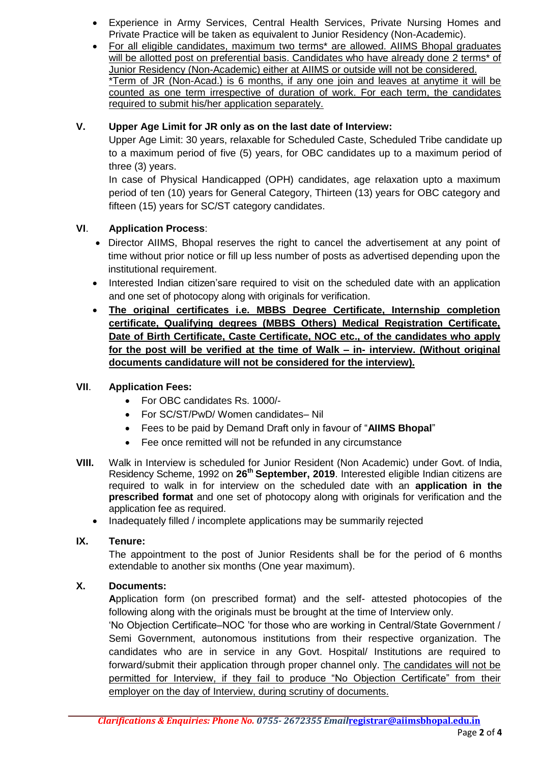- Experience in Army Services, Central Health Services, Private Nursing Homes and Private Practice will be taken as equivalent to Junior Residency (Non-Academic).
- For all eligible candidates, maximum two terms* are allowed. AIIMS Bhopal graduates will be allotted post on preferential basis. Candidates who have already done 2 terms* of Junior Residency (Non-Academic) either at AIIMS or outside will not be considered.
  *Term of JR (Non-Acad.) is 6 months, if any one join and leaves at anytime it will be counted as one term irrespective of duration of work. For each term, the candidates required to submit his/her application separately.

**V. Upper Age Limit for JR only as on the last date of Interview:**

Upper Age Limit: 30 years, relaxable for Scheduled Caste, Scheduled Tribe candidate up to a maximum period of five (5) years, for OBC candidates up to a maximum period of three (3) years.

In case of Physical Handicapped (OPH) candidates, age relaxation upto a maximum period of ten (10) years for General Category, Thirteen (13) years for OBC category and fifteen (15) years for SC/ST category candidates.

**VI. Application Process**:

- Director AIIMS, Bhopal reserves the right to cancel the advertisement at any point of time without prior notice or fill up less number of posts as advertised depending upon the institutional requirement.
- Interested Indian citizen'sare required to visit on the scheduled date with an application and one set of photocopy along with originals for verification.
- **The original certificates i.e. MBBS Degree Certificate, Internship completion certificate, Qualifying degrees (MBBS Others) Medical Registration Certificate, Date of Birth Certificate, Caste Certificate, NOC etc., of the candidates who apply for the post will be verified at the time of Walk – in- interview. (Without original documents candidature will not be considered for the interview).**

**VII. Application Fees:**

- For OBC candidates Rs. 1000/-
- For SC/ST/PwD/ Women candidates– Nil
- Fees to be paid by Demand Draft only in favour of "**AIIMS Bhopal**"
- Fee once remitted will not be refunded in any circumstance

**VIII.** Walk in Interview is scheduled for Junior Resident (Non Academic) under Govt. of India, Residency Scheme, 1992 on **26th September, 2019**. Interested eligible Indian citizens are required to walk in for interview on the scheduled date with an **application in the prescribed format** and one set of photocopy along with originals for verification and the application fee as required.

- Inadequately filled / incomplete applications may be summarily rejected

**IX. Tenure:**

The appointment to the post of Junior Residents shall be for the period of 6 months extendable to another six months (One year maximum).

**X. Documents:**

**A**pplication form (on prescribed format) and the self- attested photocopies of the following along with the originals must be brought at the time of Interview only.

'No Objection Certificate–NOC 'for those who are working in Central/State Government / Semi Government, autonomous institutions from their respective organization. The candidates who are in service in any Govt. Hospital/ Institutions are required to forward/submit their application through proper channel only. The candidates will not be permitted for Interview, if they fail to produce "No Objection Certificate" from their employer on the day of Interview, during scrutiny of documents.

*Clarifications & Enquiries: Phone No. 0755- 2672355 Email*registrar@aiimsbhopal.edu.in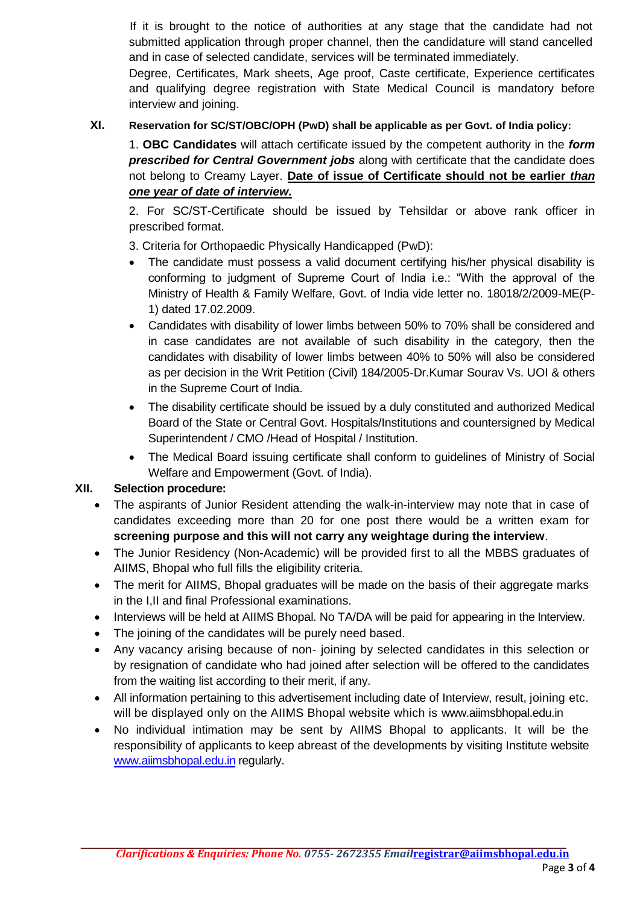If it is brought to the notice of authorities at any stage that the candidate had not submitted application through proper channel, then the candidature will stand cancelled and in case of selected candidate, services will be terminated immediately.

Degree, Certificates, Mark sheets, Age proof, Caste certificate, Experience certificates and qualifying degree registration with State Medical Council is mandatory before interview and joining.

**XI. Reservation for SC/ST/OBC/OPH (PwD) shall be applicable as per Govt. of India policy:**

1. **OBC Candidates** will attach certificate issued by the competent authority in the ***form prescribed for Central Government jobs*** along with certificate that the candidate does not belong to Creamy Layer. **Date of issue of Certificate should not be earlier *than one year of date of interview.***

2. For SC/ST-Certificate should be issued by Tehsildar or above rank officer in prescribed format.

3. Criteria for Orthopaedic Physically Handicapped (PwD):

- The candidate must possess a valid document certifying his/her physical disability is conforming to judgment of Supreme Court of India i.e.: "With the approval of the Ministry of Health & Family Welfare, Govt. of India vide letter no. 18018/2/2009-ME(P-1) dated 17.02.2009.
- Candidates with disability of lower limbs between 50% to 70% shall be considered and in case candidates are not available of such disability in the category, then the candidates with disability of lower limbs between 40% to 50% will also be considered as per decision in the Writ Petition (Civil) 184/2005-Dr.Kumar Sourav Vs. UOI & others in the Supreme Court of India.
- The disability certificate should be issued by a duly constituted and authorized Medical Board of the State or Central Govt. Hospitals/Institutions and countersigned by Medical Superintendent / CMO /Head of Hospital / Institution.
- The Medical Board issuing certificate shall conform to guidelines of Ministry of Social Welfare and Empowerment (Govt. of India).

**XII. Selection procedure:**

- The aspirants of Junior Resident attending the walk-in-interview may note that in case of candidates exceeding more than 20 for one post there would be a written exam for **screening purpose and this will not carry any weightage during the interview**.
- The Junior Residency (Non-Academic) will be provided first to all the MBBS graduates of AIIMS, Bhopal who full fills the eligibility criteria.
- The merit for AIIMS, Bhopal graduates will be made on the basis of their aggregate marks in the I,II and final Professional examinations.
- Interviews will be held at AIIMS Bhopal. No TA/DA will be paid for appearing in the Interview.
- The joining of the candidates will be purely need based.
- Any vacancy arising because of non- joining by selected candidates in this selection or by resignation of candidate who had joined after selection will be offered to the candidates from the waiting list according to their merit, if any.
- All information pertaining to this advertisement including date of Interview, result, joining etc. will be displayed only on the AIIMS Bhopal website which is www.aiimsbhopal.edu.in
- No individual intimation may be sent by AIIMS Bhopal to applicants. It will be the responsibility of applicants to keep abreast of the developments by visiting Institute website www.aiimsbhopal.edu.in regularly.

***Clarifications & Enquiries: Phone No. 0755- 2672355 Email*** **registrar@aiimsbhopal.edu.in**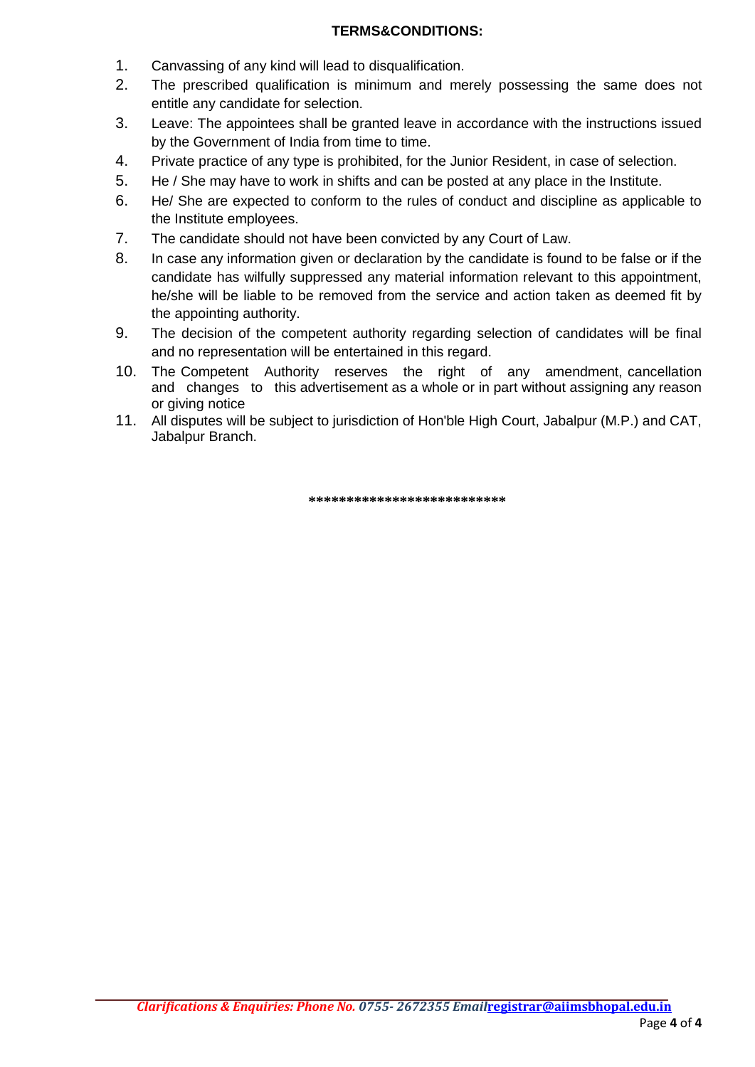## TERMS&CONDITIONS:

1. Canvassing of any kind will lead to disqualification.
2. The prescribed qualification is minimum and merely possessing the same does not entitle any candidate for selection.
3. Leave: The appointees shall be granted leave in accordance with the instructions issued by the Government of India from time to time.
4. Private practice of any type is prohibited, for the Junior Resident, in case of selection.
5. He / She may have to work in shifts and can be posted at any place in the Institute.
6. He/ She are expected to conform to the rules of conduct and discipline as applicable to the Institute employees.
7. The candidate should not have been convicted by any Court of Law.
8. In case any information given or declaration by the candidate is found to be false or if the candidate has wilfully suppressed any material information relevant to this appointment, he/she will be liable to be removed from the service and action taken as deemed fit by the appointing authority.
9. The decision of the competent authority regarding selection of candidates will be final and no representation will be entertained in this regard.
10. The Competent Authority reserves the right of any amendment, cancellation and changes to this advertisement as a whole or in part without assigning any reason or giving notice
11. All disputes will be subject to jurisdiction of Hon'ble High Court, Jabalpur (M.P.) and CAT, Jabalpur Branch.

**************************

*Clarifications & Enquiries: Phone No. 0755- 2672355 Email* registrar@aiimsbhopal.edu.in